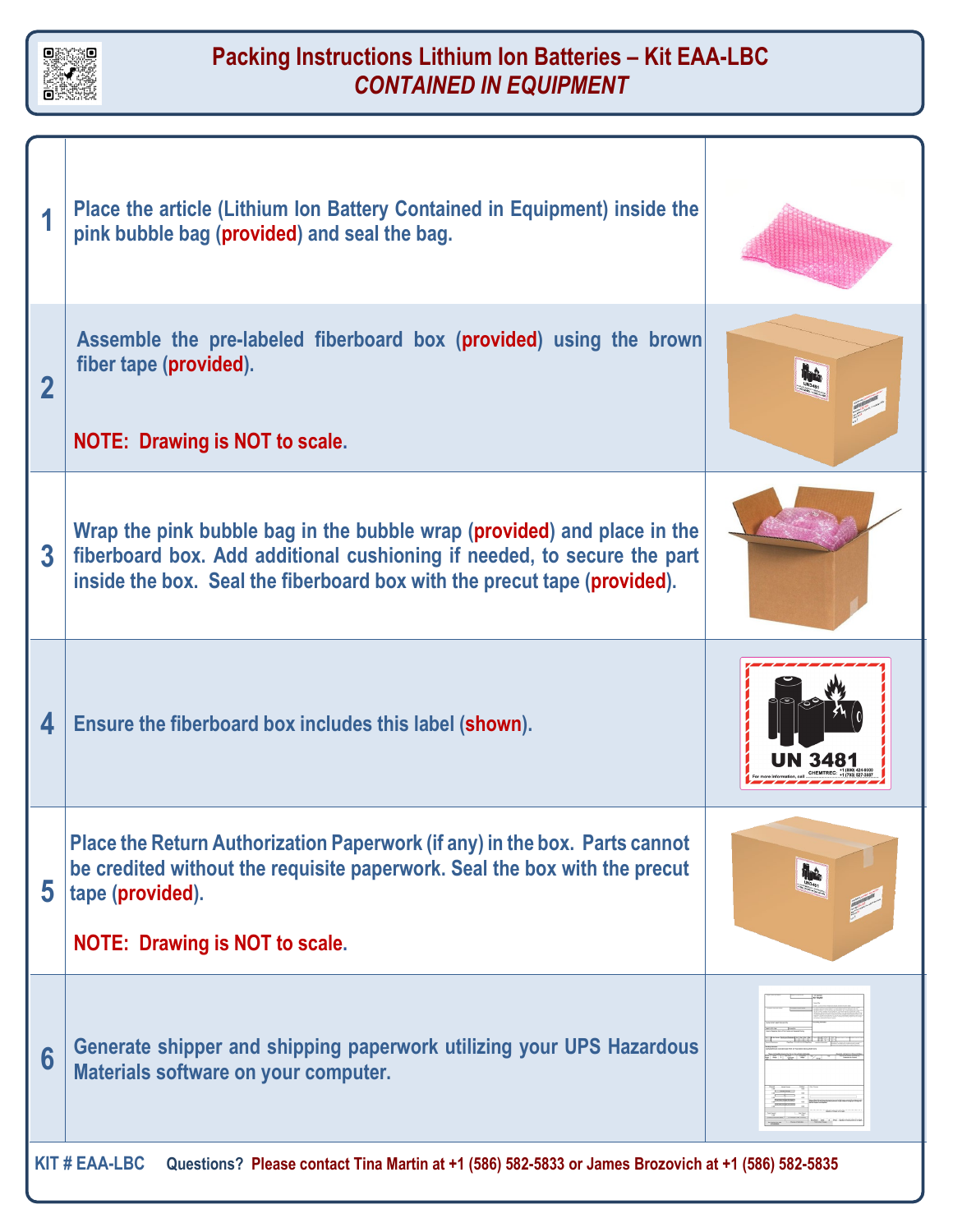# Packing Instructions Lithium Ion Batteries – Kit EAA-LBC

## *CONTAINED IN EQUIPMENT*

| Step | Instruction |
|---|---|
| 1 | Place the article (Lithium Ion Battery Contained in Equipment) inside the pink bubble bag (provided) and seal the bag. |
| 2 | Assemble the pre-labeled fiberboard box (provided) using the brown fiber tape (provided).<br><br>NOTE: Drawing is NOT to scale. |
| 3 | Wrap the pink bubble bag in the bubble wrap (provided) and place in the fiberboard box. Add additional cushioning if needed, to secure the part inside the box. Seal the fiberboard box with the precut tape (provided). |
| 4 | Ensure the fiberboard box includes this label (shown). |
| 5 | Place the Return Authorization Paperwork (if any) in the box. Parts cannot be credited without the requisite paperwork. Seal the box with the precut tape (provided).<br><br>NOTE: Drawing is NOT to scale. |
| 6 | Generate shipper and shipping paperwork utilizing your UPS Hazardous Materials software on your computer. |

**KIT # EAA-LBC** Questions? Please contact Tina Martin at +1 (586) 582-5833 or James Brozovich at +1 (586) 582-5835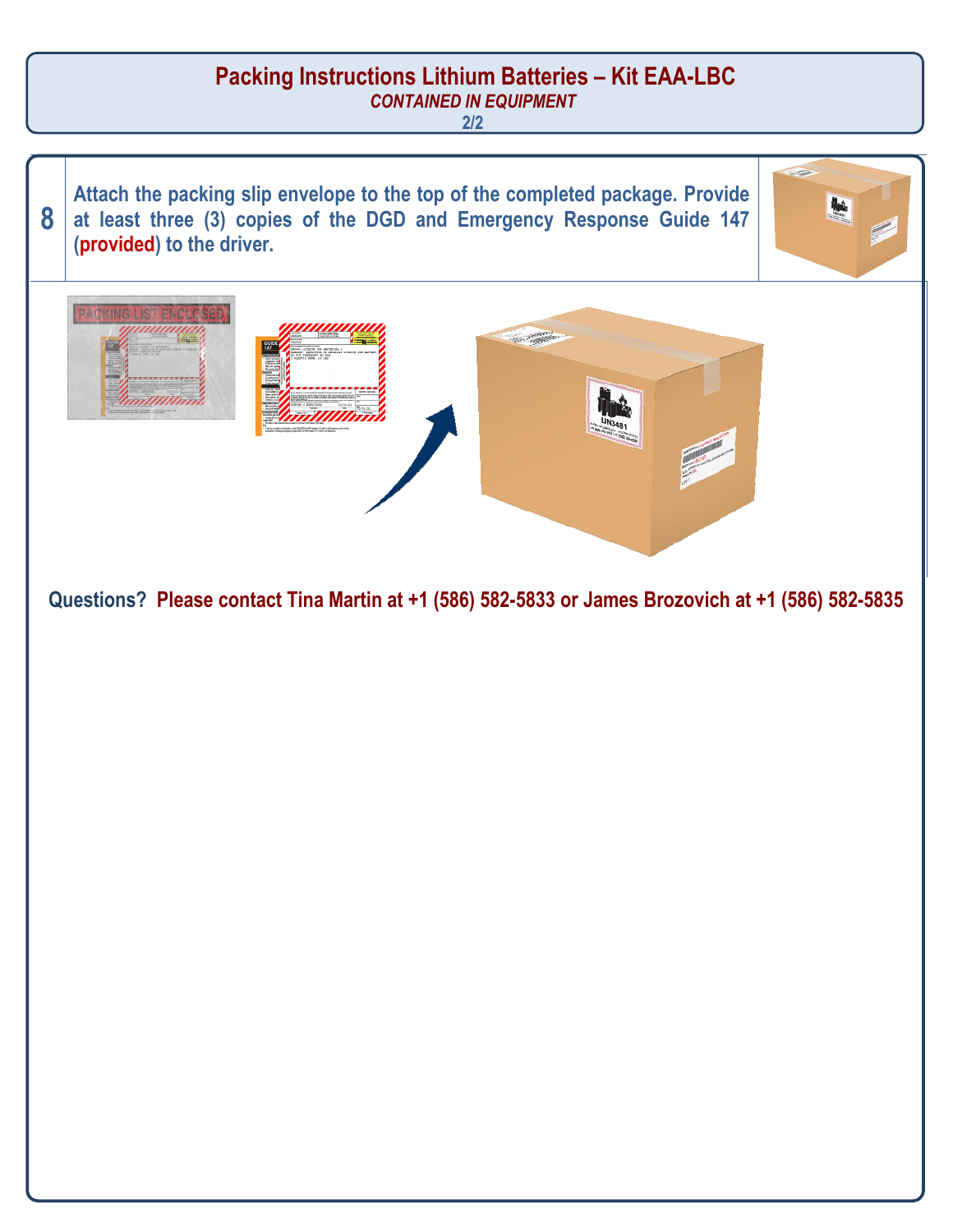# Packing Instructions Lithium Batteries – Kit EAA-LBC

***CONTAINED IN EQUIPMENT***

| | |
|---|---|
| **8** | **Attach the packing slip envelope to the top of the completed package. Provide at least three (3) copies of the DGD and Emergency Response Guide 147 (provided) to the driver.** |

**Questions? Please contact Tina Martin at +1 (586) 582-5833 or James Brozovich at +1 (586) 582-5835**